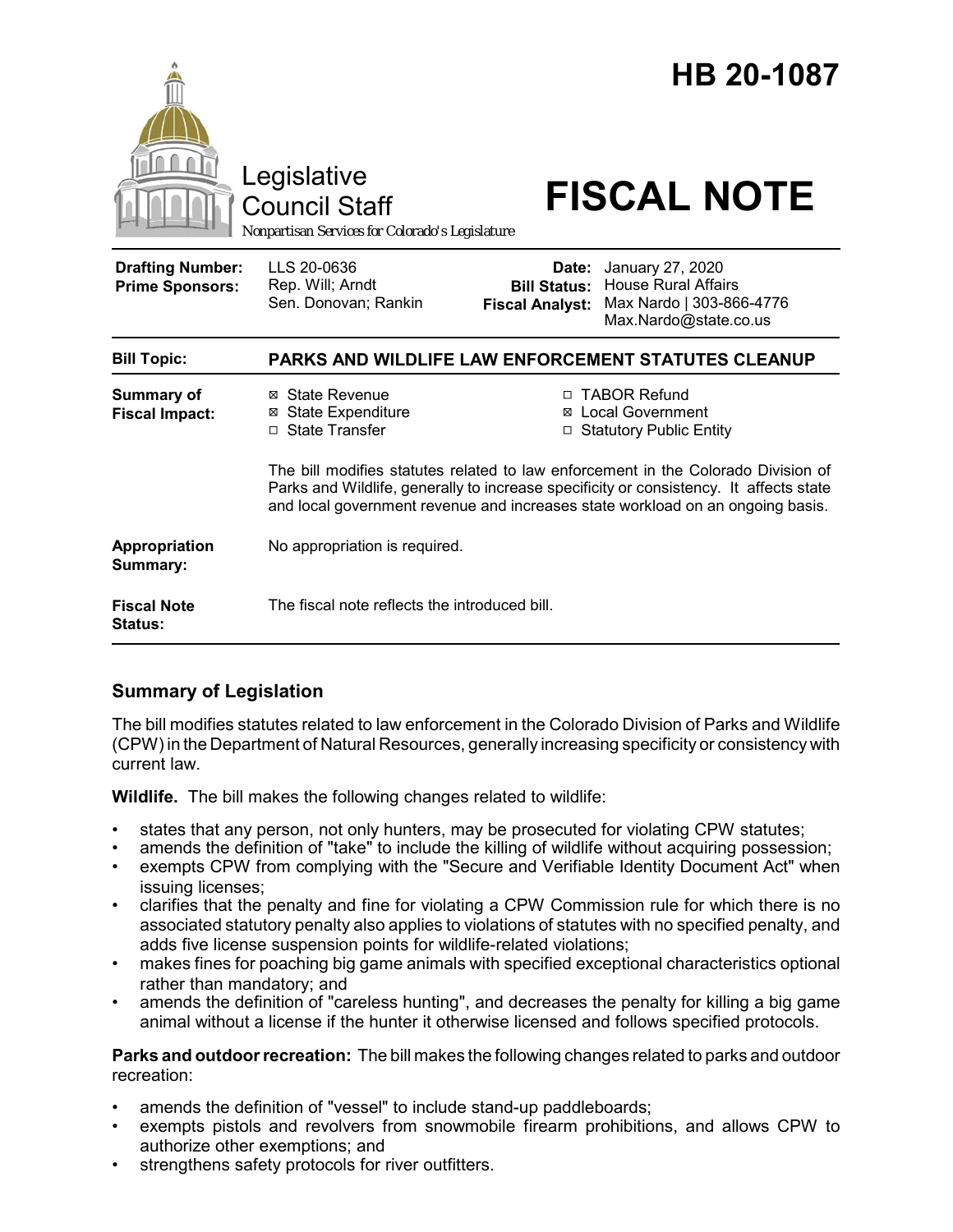# HB 20-1087

Legislative Council Staff

*Nonpartisan Services for Colorado's Legislature*

# FISCAL NOTE

| | | | |
|---|---|---|---|
| **Drafting Number:** | LLS 20-0636 | **Date:** | January 27, 2020 |
| **Prime Sponsors:** | Rep. Will; Arndt<br>Sen. Donovan; Rankin | **Bill Status:** | House Rural Affairs |
| | | **Fiscal Analyst:** | Max Nardo \| 303-866-4776<br>Max.Nardo@state.co.us |

| | |
|---|---|
| **Bill Topic:** | **PARKS AND WILDLIFE LAW ENFORCEMENT STATUTES CLEANUP** |
| **Summary of Fiscal Impact:** | ☒ State Revenue ☐ TABOR Refund<br>☒ State Expenditure ☒ Local Government<br>☐ State Transfer ☐ Statutory Public Entity<br><br>The bill modifies statutes related to law enforcement in the Colorado Division of Parks and Wildlife, generally to increase specificity or consistency. It affects state and local government revenue and increases state workload on an ongoing basis. |
| **Appropriation Summary:** | No appropriation is required. |
| **Fiscal Note Status:** | The fiscal note reflects the introduced bill. |

## Summary of Legislation

The bill modifies statutes related to law enforcement in the Colorado Division of Parks and Wildlife (CPW) in the Department of Natural Resources, generally increasing specificity or consistency with current law.

**Wildlife.** The bill makes the following changes related to wildlife:

- states that any person, not only hunters, may be prosecuted for violating CPW statutes;
- amends the definition of "take" to include the killing of wildlife without acquiring possession;
- exempts CPW from complying with the "Secure and Verifiable Identity Document Act" when issuing licenses;
- clarifies that the penalty and fine for violating a CPW Commission rule for which there is no associated statutory penalty also applies to violations of statutes with no specified penalty, and adds five license suspension points for wildlife-related violations;
- makes fines for poaching big game animals with specified exceptional characteristics optional rather than mandatory; and
- amends the definition of "careless hunting", and decreases the penalty for killing a big game animal without a license if the hunter it otherwise licensed and follows specified protocols.

**Parks and outdoor recreation:** The bill makes the following changes related to parks and outdoor recreation:

- amends the definition of "vessel" to include stand-up paddleboards;
- exempts pistols and revolvers from snowmobile firearm prohibitions, and allows CPW to authorize other exemptions; and
- strengthens safety protocols for river outfitters.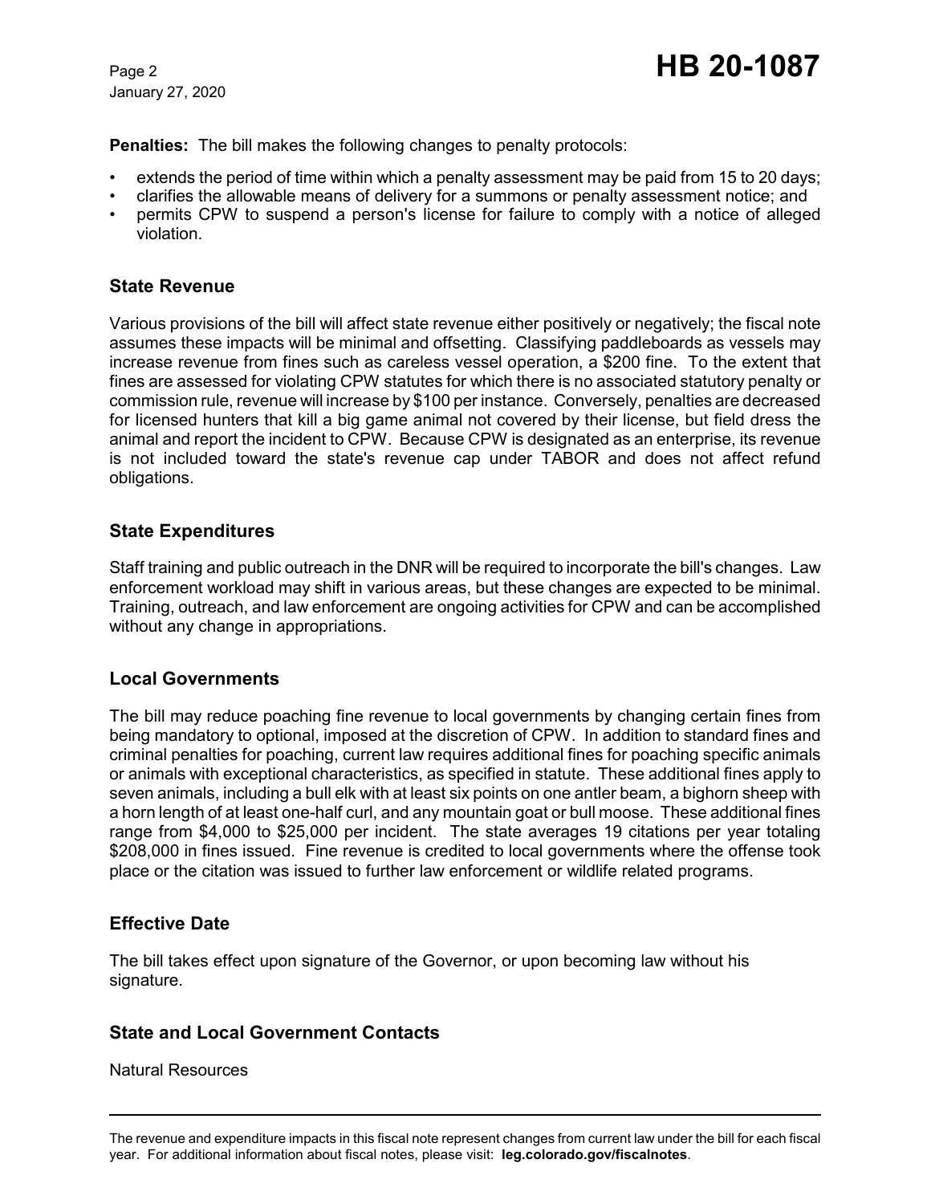**Penalties:** The bill makes the following changes to penalty protocols:

- extends the period of time within which a penalty assessment may be paid from 15 to 20 days;
- clarifies the allowable means of delivery for a summons or penalty assessment notice; and
- permits CPW to suspend a person's license for failure to comply with a notice of alleged violation.

## State Revenue

Various provisions of the bill will affect state revenue either positively or negatively; the fiscal note assumes these impacts will be minimal and offsetting. Classifying paddleboards as vessels may increase revenue from fines such as careless vessel operation, a $200 fine. To the extent that fines are assessed for violating CPW statutes for which there is no associated statutory penalty or commission rule, revenue will increase by $100 per instance. Conversely, penalties are decreased for licensed hunters that kill a big game animal not covered by their license, but field dress the animal and report the incident to CPW. Because CPW is designated as an enterprise, its revenue is not included toward the state's revenue cap under TABOR and does not affect refund obligations.

## State Expenditures

Staff training and public outreach in the DNR will be required to incorporate the bill's changes. Law enforcement workload may shift in various areas, but these changes are expected to be minimal. Training, outreach, and law enforcement are ongoing activities for CPW and can be accomplished without any change in appropriations.

## Local Governments

The bill may reduce poaching fine revenue to local governments by changing certain fines from being mandatory to optional, imposed at the discretion of CPW. In addition to standard fines and criminal penalties for poaching, current law requires additional fines for poaching specific animals or animals with exceptional characteristics, as specified in statute. These additional fines apply to seven animals, including a bull elk with at least six points on one antler beam, a bighorn sheep with a horn length of at least one-half curl, and any mountain goat or bull moose. These additional fines range from $4,000 to $25,000 per incident. The state averages 19 citations per year totaling $208,000 in fines issued. Fine revenue is credited to local governments where the offense took place or the citation was issued to further law enforcement or wildlife related programs.

## Effective Date

The bill takes effect upon signature of the Governor, or upon becoming law without his signature.

## State and Local Government Contacts

Natural Resources

The revenue and expenditure impacts in this fiscal note represent changes from current law under the bill for each fiscal year. For additional information about fiscal notes, please visit: **leg.colorado.gov/fiscalnotes**.